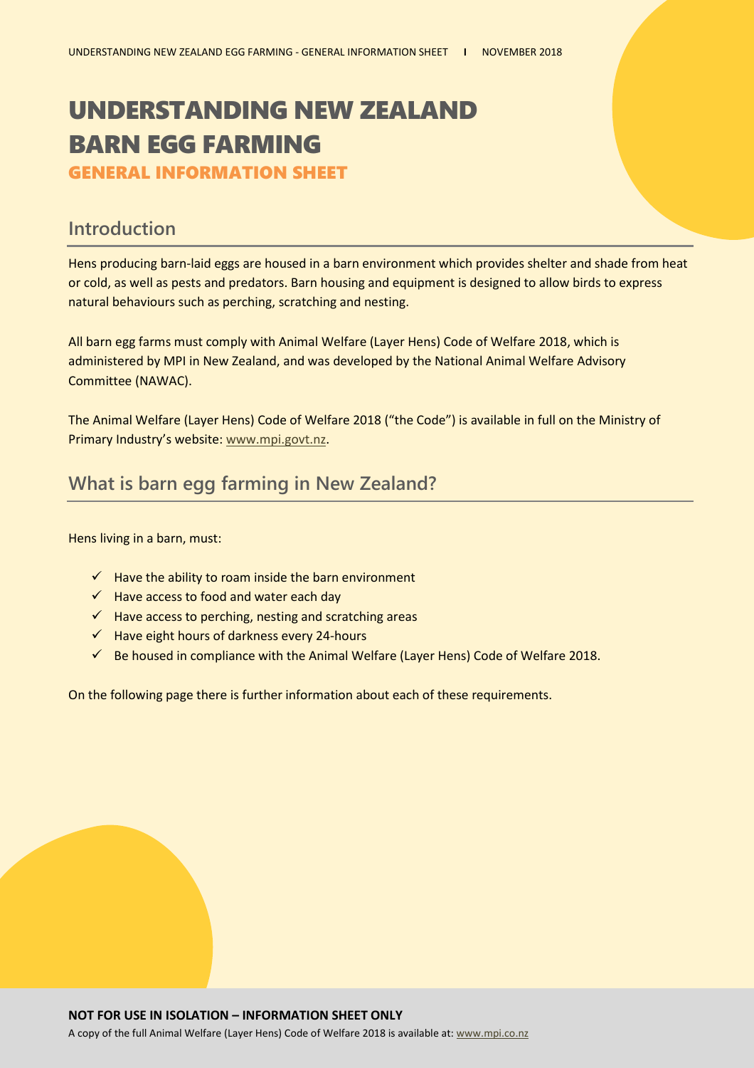# UNDERSTANDING NEW ZEALAND BARN EGG FARMING

### GENERAL INFORMATION SHEET

## Introduction

Hens producing barn-laid eggs are housed in a barn environment which provides shelter and shade from heat or cold, as well as pests and predators. Barn housing and equipment is designed to allow birds to express natural behaviours such as perching, scratching and nesting.

All barn egg farms must comply with Animal Welfare (Layer Hens) Code of Welfare 2018, which is administered by MPI in New Zealand, and was developed by the National Animal Welfare Advisory Committee (NAWAC).

The Animal Welfare (Layer Hens) Code of Welfare 2018 ("the Code") is available in full on the Ministry of Primary Industry's website: www.mpi.govt.nz.

## What is barn egg farming in New Zealand?

Hens living in a barn, must:

- ✓ Have the ability to roam inside the barn environment
- ✓ Have access to food and water each day
- ✓ Have access to perching, nesting and scratching areas
- ✓ Have eight hours of darkness every 24-hours
- ✓ Be housed in compliance with the Animal Welfare (Layer Hens) Code of Welfare 2018.

On the following page there is further information about each of these requirements.

**NOT FOR USE IN ISOLATION – INFORMATION SHEET ONLY**

A copy of the full Animal Welfare (Layer Hens) Code of Welfare 2018 is available at: www.mpi.co.nz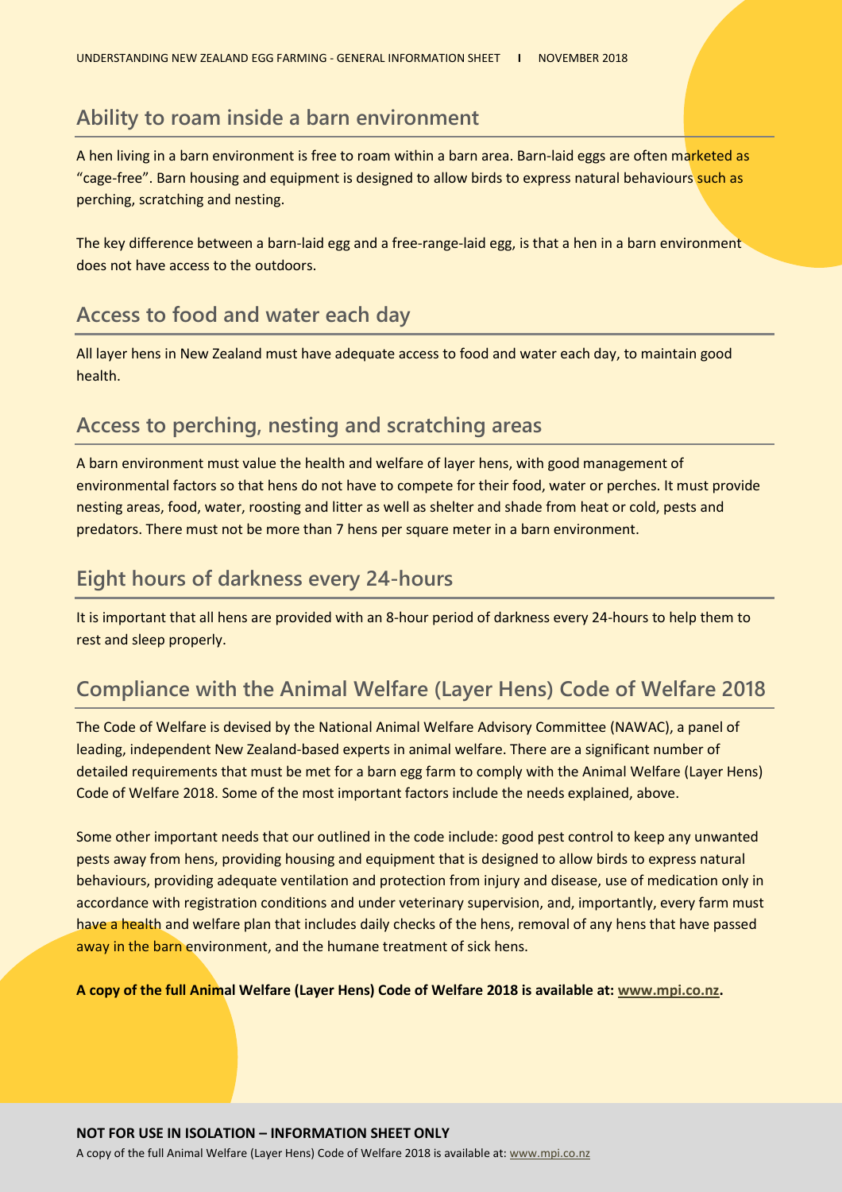## Ability to roam inside a barn environment

A hen living in a barn environment is free to roam within a barn area. Barn-laid eggs are often marketed as "cage-free". Barn housing and equipment is designed to allow birds to express natural behaviours such as perching, scratching and nesting.

The key difference between a barn-laid egg and a free-range-laid egg, is that a hen in a barn environment does not have access to the outdoors.

## Access to food and water each day

All layer hens in New Zealand must have adequate access to food and water each day, to maintain good health.

## Access to perching, nesting and scratching areas

A barn environment must value the health and welfare of layer hens, with good management of environmental factors so that hens do not have to compete for their food, water or perches. It must provide nesting areas, food, water, roosting and litter as well as shelter and shade from heat or cold, pests and predators. There must not be more than 7 hens per square meter in a barn environment.

## Eight hours of darkness every 24-hours

It is important that all hens are provided with an 8-hour period of darkness every 24-hours to help them to rest and sleep properly.

## Compliance with the Animal Welfare (Layer Hens) Code of Welfare 2018

The Code of Welfare is devised by the National Animal Welfare Advisory Committee (NAWAC), a panel of leading, independent New Zealand-based experts in animal welfare. There are a significant number of detailed requirements that must be met for a barn egg farm to comply with the Animal Welfare (Layer Hens) Code of Welfare 2018. Some of the most important factors include the needs explained, above.

Some other important needs that our outlined in the code include: good pest control to keep any unwanted pests away from hens, providing housing and equipment that is designed to allow birds to express natural behaviours, providing adequate ventilation and protection from injury and disease, use of medication only in accordance with registration conditions and under veterinary supervision, and, importantly, every farm must have a health and welfare plan that includes daily checks of the hens, removal of any hens that have passed away in the barn environment, and the humane treatment of sick hens.

**A copy of the full Animal Welfare (Layer Hens) Code of Welfare 2018 is available at: www.mpi.co.nz.**

**NOT FOR USE IN ISOLATION – INFORMATION SHEET ONLY**

A copy of the full Animal Welfare (Layer Hens) Code of Welfare 2018 is available at: www.mpi.co.nz